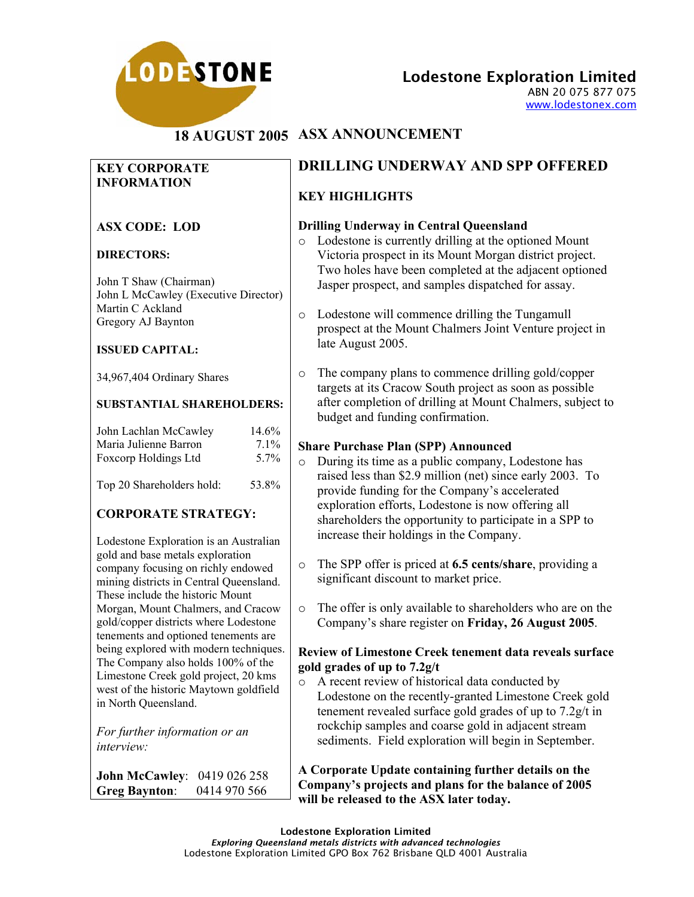# Lodestone Exploration Limited

ABN 20 075 877 075
www.lodestonex.com

**18 AUGUST 2005 ASX ANNOUNCEMENT**

## DRILLING UNDERWAY AND SPP OFFERED

### KEY HIGHLIGHTS

**Drilling Underway in Central Queensland**

- Lodestone is currently drilling at the optioned Mount Victoria prospect in its Mount Morgan district project. Two holes have been completed at the adjacent optioned Jasper prospect, and samples dispatched for assay.
- Lodestone will commence drilling the Tungamull prospect at the Mount Chalmers Joint Venture project in late August 2005.
- The company plans to commence drilling gold/copper targets at its Cracow South project as soon as possible after completion of drilling at Mount Chalmers, subject to budget and funding confirmation.

**Share Purchase Plan (SPP) Announced**

- During its time as a public company, Lodestone has raised less than $2.9 million (net) since early 2003. To provide funding for the Company's accelerated exploration efforts, Lodestone is now offering all shareholders the opportunity to participate in a SPP to increase their holdings in the Company.
- The SPP offer is priced at **6.5 cents/share**, providing a significant discount to market price.
- The offer is only available to shareholders who are on the Company's share register on **Friday, 26 August 2005**.

**Review of Limestone Creek tenement data reveals surface gold grades of up to 7.2g/t**

- A recent review of historical data conducted by Lodestone on the recently-granted Limestone Creek gold tenement revealed surface gold grades of up to 7.2g/t in rockchip samples and coarse gold in adjacent stream sediments. Field exploration will begin in September.

**A Corporate Update containing further details on the Company's projects and plans for the balance of 2005 will be released to the ASX later today.**

---

### KEY CORPORATE INFORMATION

**ASX CODE: LOD**

**DIRECTORS:**

John T Shaw (Chairman)
John L McCawley (Executive Director)
Martin C Ackland
Gregory AJ Baynton

**ISSUED CAPITAL:**

34,967,404 Ordinary Shares

**SUBSTANTIAL SHAREHOLDERS:**

| | |
|---|---|
| John Lachlan McCawley | 14.6% |
| Maria Julienne Barron | 7.1% |
| Foxcorp Holdings Ltd | 5.7% |
| Top 20 Shareholders hold: | 53.8% |

**CORPORATE STRATEGY:**

Lodestone Exploration is an Australian gold and base metals exploration company focusing on richly endowed mining districts in Central Queensland. These include the historic Mount Morgan, Mount Chalmers, and Cracow gold/copper districts where Lodestone tenements and optioned tenements are being explored with modern techniques. The Company also holds 100% of the Limestone Creek gold project, 20 kms west of the historic Maytown goldfield in North Queensland.

*For further information or an interview:*

**John McCawley**: 0419 026 258
**Greg Baynton**: 0414 970 566

---

Lodestone Exploration Limited
*Exploring Queensland metals districts with advanced technologies*
Lodestone Exploration Limited GPO Box 762 Brisbane QLD 4001 Australia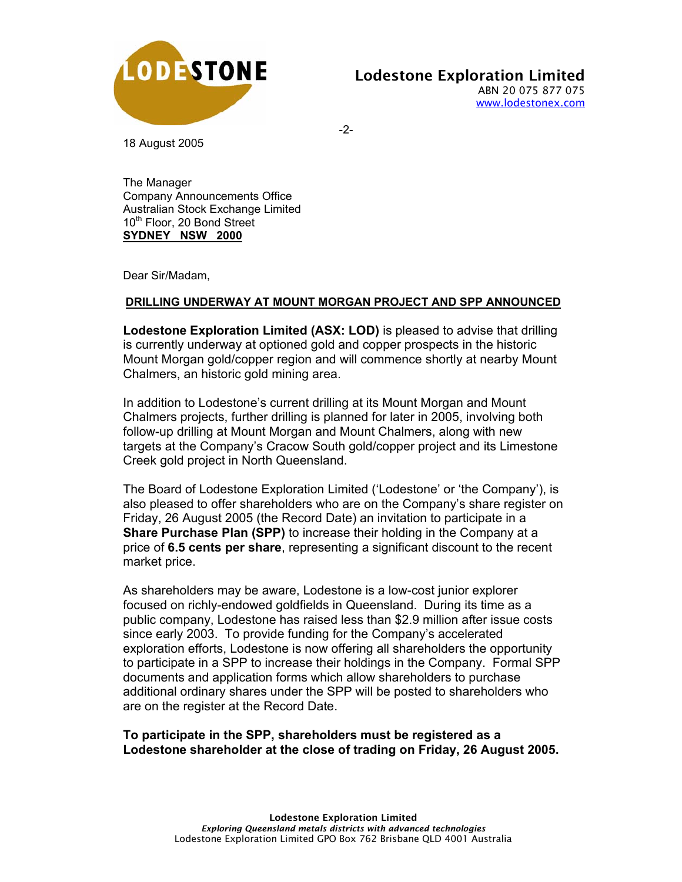Lodestone Exploration Limited
ABN 20 075 877 075
www.lodestonex.com

18 August 2005

The Manager
Company Announcements Office
Australian Stock Exchange Limited
10th Floor, 20 Bond Street
**SYDNEY NSW 2000**

Dear Sir/Madam,

**DRILLING UNDERWAY AT MOUNT MORGAN PROJECT AND SPP ANNOUNCED**

**Lodestone Exploration Limited (ASX: LOD)** is pleased to advise that drilling is currently underway at optioned gold and copper prospects in the historic Mount Morgan gold/copper region and will commence shortly at nearby Mount Chalmers, an historic gold mining area.

In addition to Lodestone's current drilling at its Mount Morgan and Mount Chalmers projects, further drilling is planned for later in 2005, involving both follow-up drilling at Mount Morgan and Mount Chalmers, along with new targets at the Company's Cracow South gold/copper project and its Limestone Creek gold project in North Queensland.

The Board of Lodestone Exploration Limited ('Lodestone' or 'the Company'), is also pleased to offer shareholders who are on the Company's share register on Friday, 26 August 2005 (the Record Date) an invitation to participate in a **Share Purchase Plan (SPP)** to increase their holding in the Company at a price of **6.5 cents per share**, representing a significant discount to the recent market price.

As shareholders may be aware, Lodestone is a low-cost junior explorer focused on richly-endowed goldfields in Queensland. During its time as a public company, Lodestone has raised less than $2.9 million after issue costs since early 2003. To provide funding for the Company's accelerated exploration efforts, Lodestone is now offering all shareholders the opportunity to participate in a SPP to increase their holdings in the Company. Formal SPP documents and application forms which allow shareholders to purchase additional ordinary shares under the SPP will be posted to shareholders who are on the register at the Record Date.

**To participate in the SPP, shareholders must be registered as a Lodestone shareholder at the close of trading on Friday, 26 August 2005.**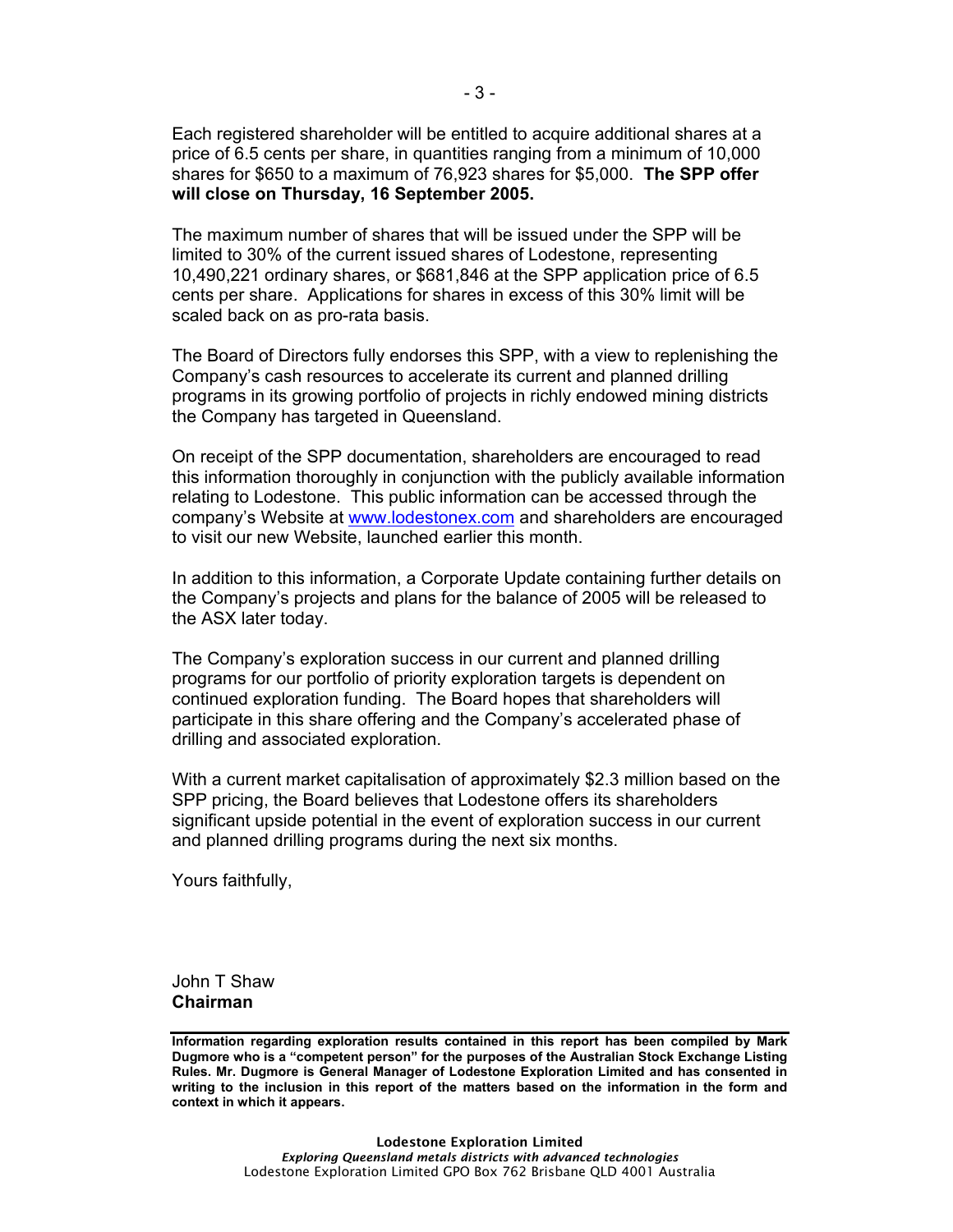Each registered shareholder will be entitled to acquire additional shares at a price of 6.5 cents per share, in quantities ranging from a minimum of 10,000 shares for $650 to a maximum of 76,923 shares for $5,000. **The SPP offer will close on Thursday, 16 September 2005.**

The maximum number of shares that will be issued under the SPP will be limited to 30% of the current issued shares of Lodestone, representing 10,490,221 ordinary shares, or $681,846 at the SPP application price of 6.5 cents per share. Applications for shares in excess of this 30% limit will be scaled back on as pro-rata basis.

The Board of Directors fully endorses this SPP, with a view to replenishing the Company's cash resources to accelerate its current and planned drilling programs in its growing portfolio of projects in richly endowed mining districts the Company has targeted in Queensland.

On receipt of the SPP documentation, shareholders are encouraged to read this information thoroughly in conjunction with the publicly available information relating to Lodestone. This public information can be accessed through the company's Website at www.lodestonex.com and shareholders are encouraged to visit our new Website, launched earlier this month.

In addition to this information, a Corporate Update containing further details on the Company's projects and plans for the balance of 2005 will be released to the ASX later today.

The Company's exploration success in our current and planned drilling programs for our portfolio of priority exploration targets is dependent on continued exploration funding. The Board hopes that shareholders will participate in this share offering and the Company's accelerated phase of drilling and associated exploration.

With a current market capitalisation of approximately $2.3 million based on the SPP pricing, the Board believes that Lodestone offers its shareholders significant upside potential in the event of exploration success in our current and planned drilling programs during the next six months.

Yours faithfully,

John T Shaw
**Chairman**

---

**Information regarding exploration results contained in this report has been compiled by Mark Dugmore who is a "competent person" for the purposes of the Australian Stock Exchange Listing Rules. Mr. Dugmore is General Manager of Lodestone Exploration Limited and has consented in writing to the inclusion in this report of the matters based on the information in the form and context in which it appears.**

**Lodestone Exploration Limited**
*Exploring Queensland metals districts with advanced technologies*
Lodestone Exploration Limited GPO Box 762 Brisbane QLD 4001 Australia